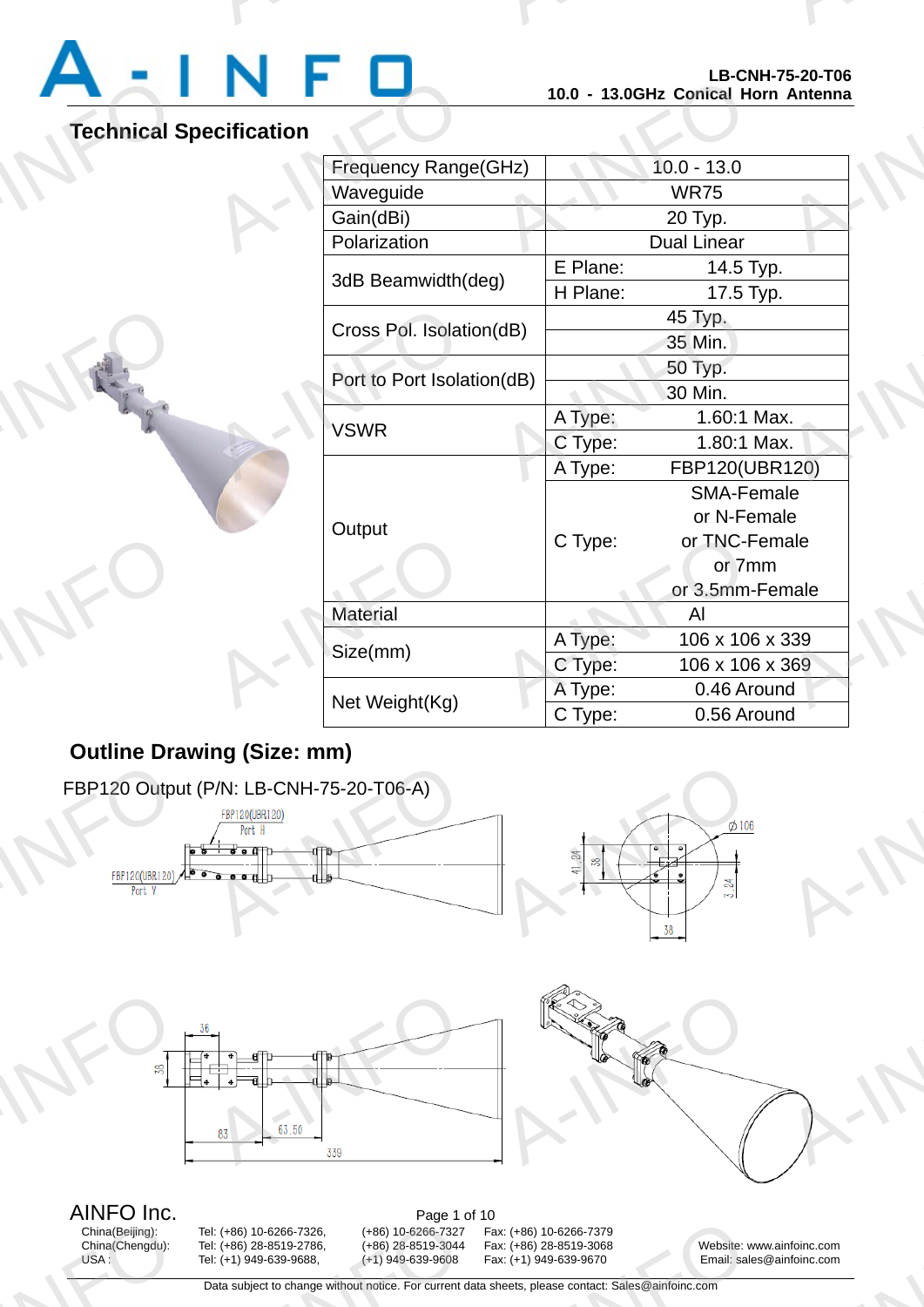**LB-CNH-75-20-T06**
**10.0 - 13.0GHz Conical Horn Antenna**

## Technical Specification

| Parameter | | |
|---|---|---|
| Frequency Range(GHz) | 10.0 - 13.0 | |
| Waveguide | WR75 | |
| Gain(dBi) | 20 Typ. | |
| Polarization | Dual Linear | |
| 3dB Beamwidth(deg) | E Plane: | 14.5 Typ. |
| | H Plane: | 17.5 Typ. |
| Cross Pol. Isolation(dB) | 45 Typ. | |
| | 35 Min. | |
| Port to Port Isolation(dB) | 50 Typ. | |
| | 30 Min. | |
| VSWR | A Type: | 1.60:1 Max. |
| | C Type: | 1.80:1 Max. |
| Output | A Type: | FBP120(UBR120) |
| | C Type: | SMA-Female or N-Female or TNC-Female or 7mm or 3.5mm-Female |
| Material | Al | |
| Size(mm) | A Type: | 106 x 106 x 339 |
| | C Type: | 106 x 106 x 369 |
| Net Weight(Kg) | A Type: | 0.46 Around |
| | C Type: | 0.56 Around |

## Outline Drawing (Size: mm)

FBP120 Output (P/N: LB-CNH-75-20-T06-A)

AINFO Inc.

China(Beijing): Tel: (+86) 10-6266-7326, (+86) 10-6266-7327 Fax: (+86) 10-6266-7379
China(Chengdu): Tel: (+86) 28-8519-2786, (+86) 28-8519-3044 Fax: (+86) 28-8519-3068
USA : Tel: (+1) 949-639-9688, (+1) 949-639-9608 Fax: (+1) 949-639-9670

Website: www.ainfoinc.com
Email: sales@ainfoinc.com

Data subject to change without notice. For current data sheets, please contact: Sales@ainfoinc.com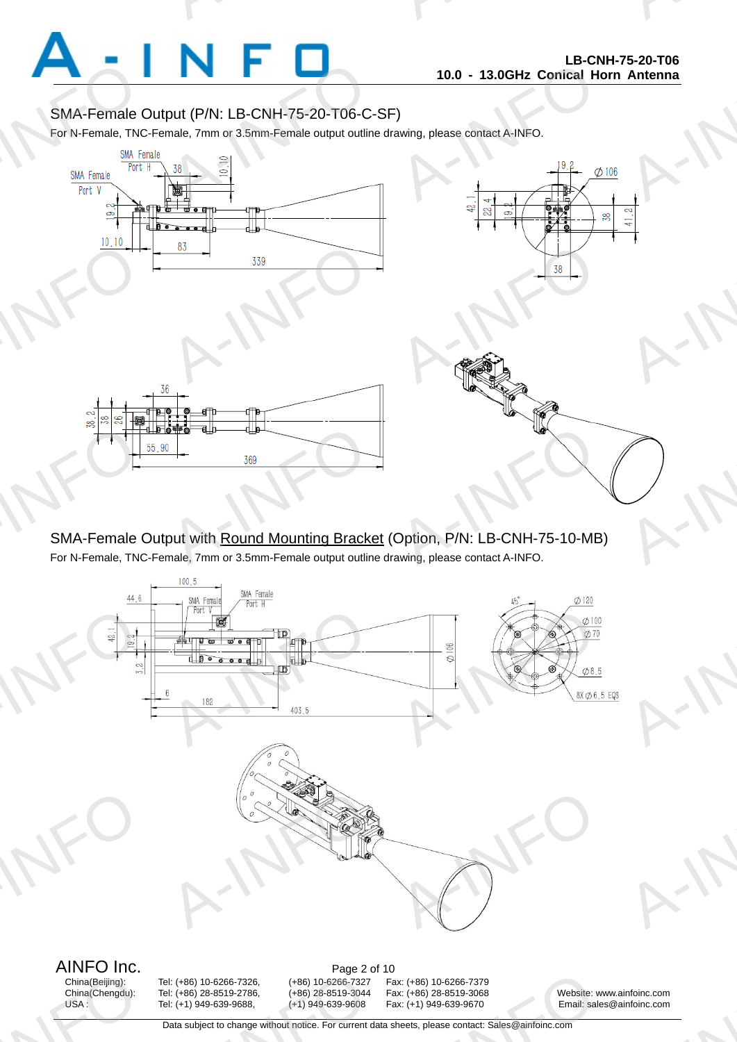## SMA-Female Output (P/N: LB-CNH-75-20-T06-C-SF)

For N-Female, TNC-Female, 7mm or 3.5mm-Female output outline drawing, please contact A-INFO.

## SMA-Female Output with Round Mounting Bracket (Option, P/N: LB-CNH-75-10-MB)

For N-Female, TNC-Female, 7mm or 3.5mm-Female output outline drawing, please contact A-INFO.

AINFO Inc.

| | | | | |
|---|---|---|---|---|
| China(Beijing): | Tel: (+86) 10-6266-7326, | (+86) 10-6266-7327 | Fax: (+86) 10-6266-7379 | |
| China(Chengdu): | Tel: (+86) 28-8519-2786, | (+86) 28-8519-3044 | Fax: (+86) 28-8519-3068 | Website: www.ainfoinc.com |
| USA : | Tel: (+1) 949-639-9688, | (+1) 949-639-9608 | Fax: (+1) 949-639-9670 | Email: sales@ainfoinc.com |

Data subject to change without notice. For current data sheets, please contact: Sales@ainfoinc.com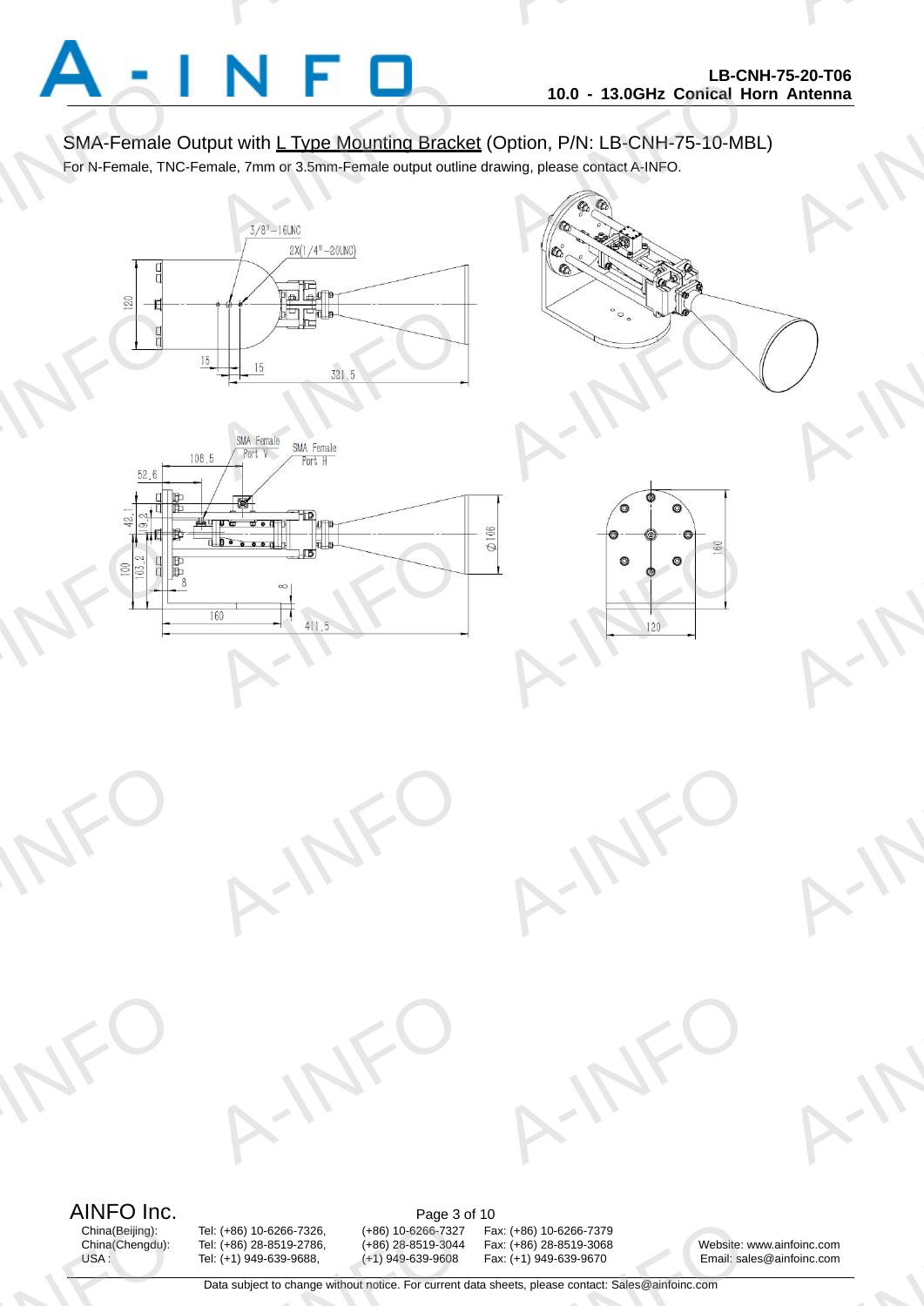SMA-Female Output with L Type Mounting Bracket (Option, P/N: LB-CNH-75-10-MBL)

For N-Female, TNC-Female, 7mm or 3.5mm-Female output outline drawing, please contact A-INFO.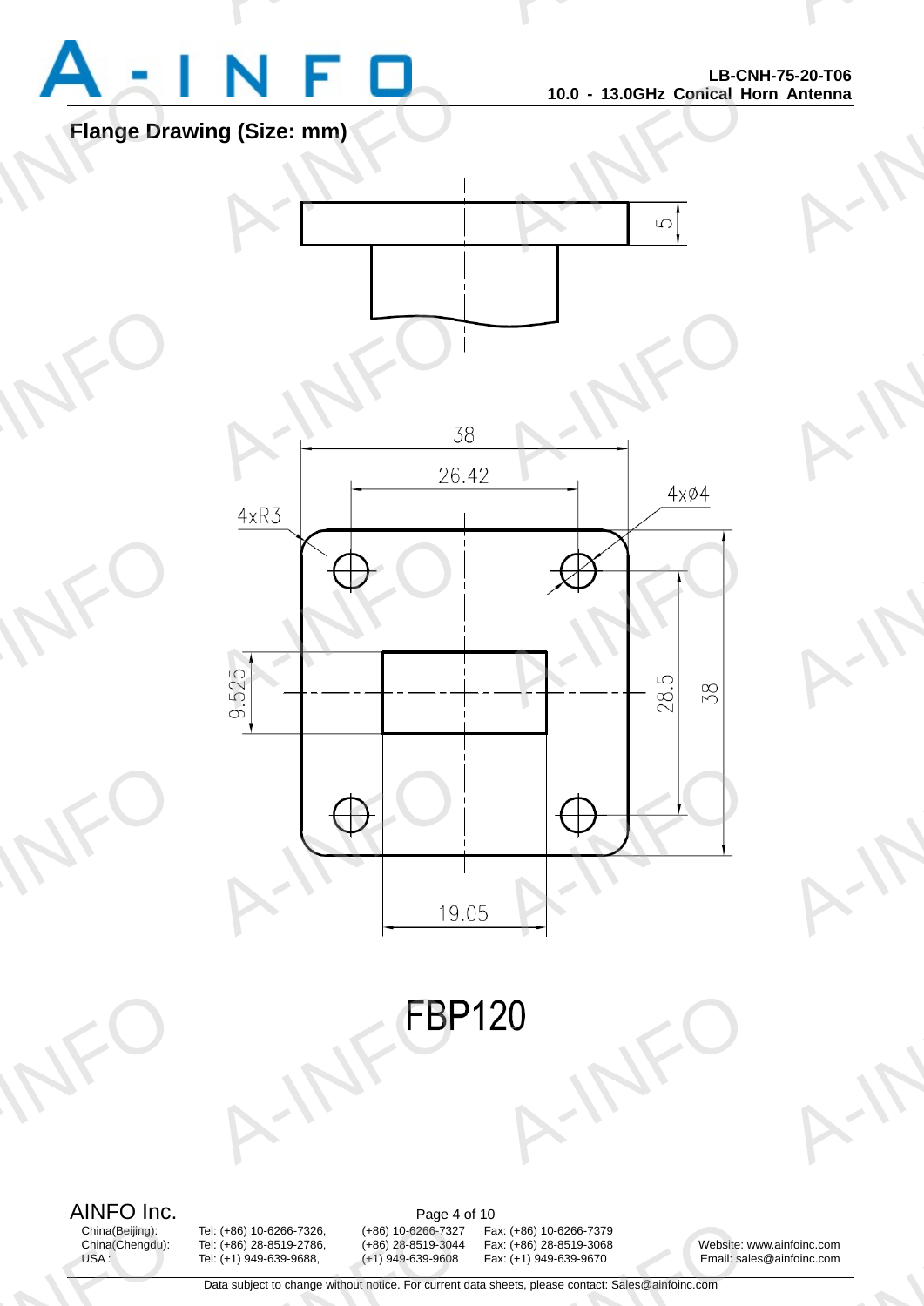## Flange Drawing (Size: mm)

5

38

26.42

4xR3

4xØ4

9.525

28.5

38

19.05

FBP120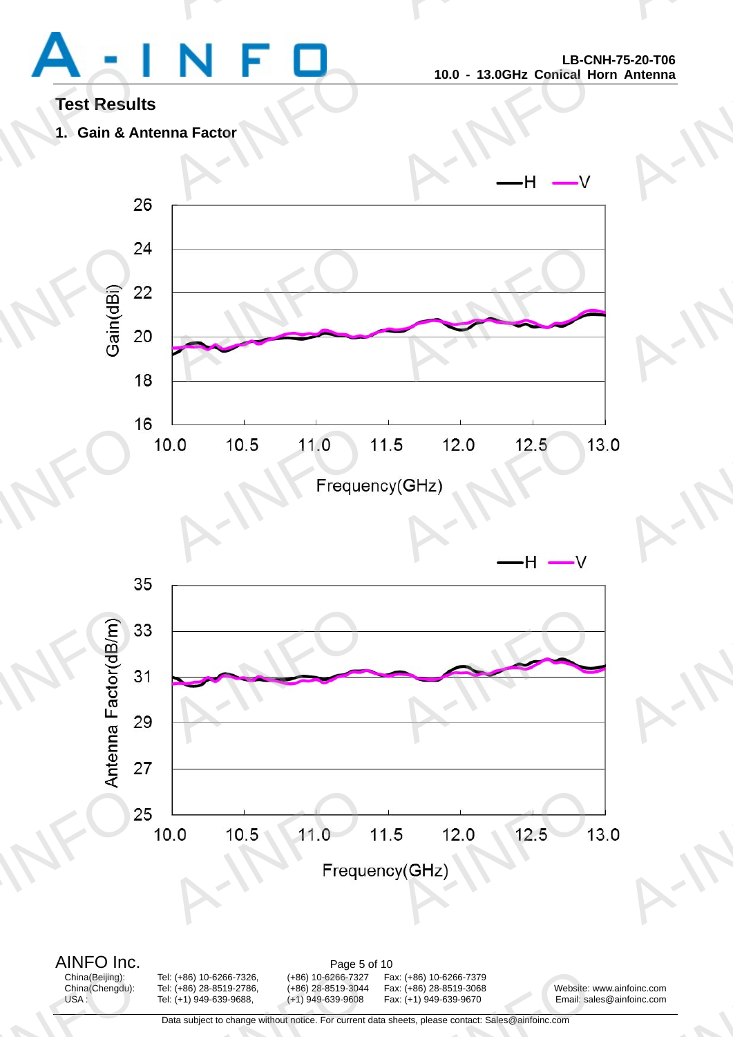# Test Results

## 1. Gain & Antenna Factor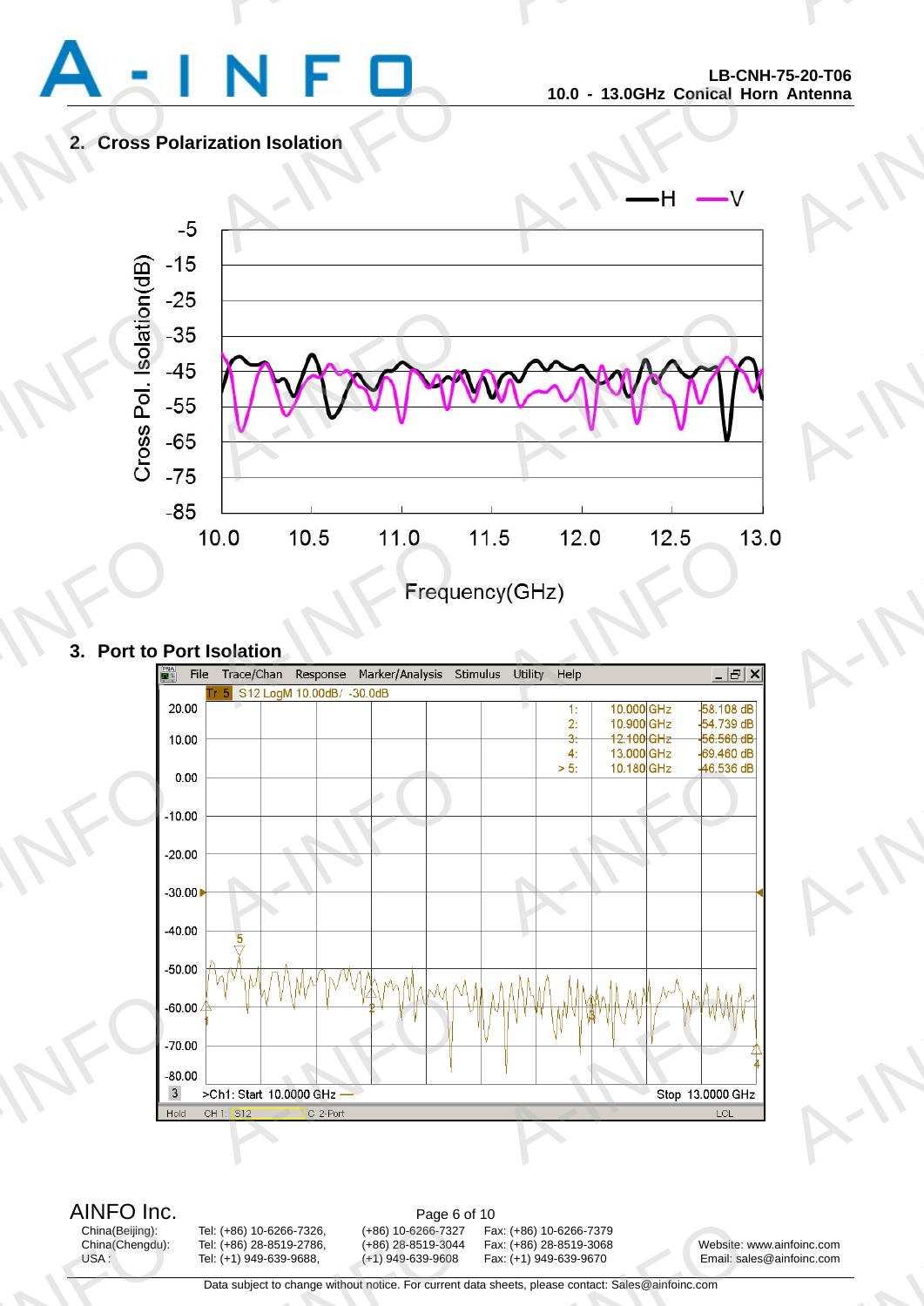## 2. Cross Polarization Isolation

## 3. Port to Port Isolation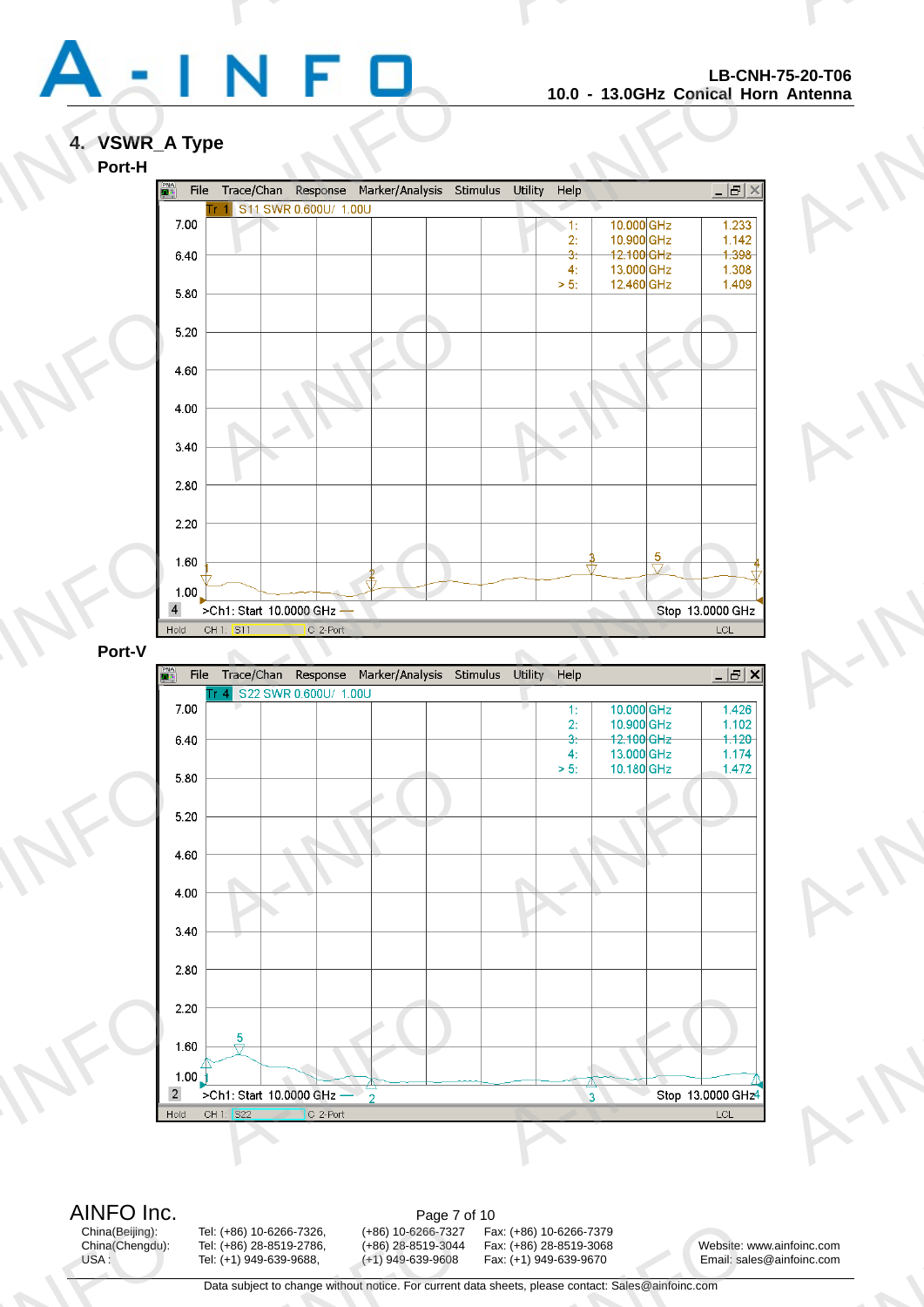## 4. VSWR_A Type

### Port-H

Tr 1 S11 SWR 0.600U/ 1.00U

| Marker | Frequency | SWR |
|---|---|---|
| 1: | 10.000 GHz | 1.233 |
| 2: | 10.900 GHz | 1.142 |
| 3: | 12.100 GHz | 1.398 |
| 4: | 13.000 GHz | 1.308 |
| > 5: | 12.460 GHz | 1.409 |

>Ch1: Start 10.0000 GHz — Stop 13.0000 GHz

### Port-V

Tr 4 S22 SWR 0.600U/ 1.00U

| Marker | Frequency | SWR |
|---|---|---|
| 1: | 10.000 GHz | 1.426 |
| 2: | 10.900 GHz | 1.102 |
| 3: | 12.100 GHz | 1.120 |
| 4: | 13.000 GHz | 1.174 |
| > 5: | 10.180 GHz | 1.472 |

>Ch1: Start 10.0000 GHz — Stop 13.0000 GHz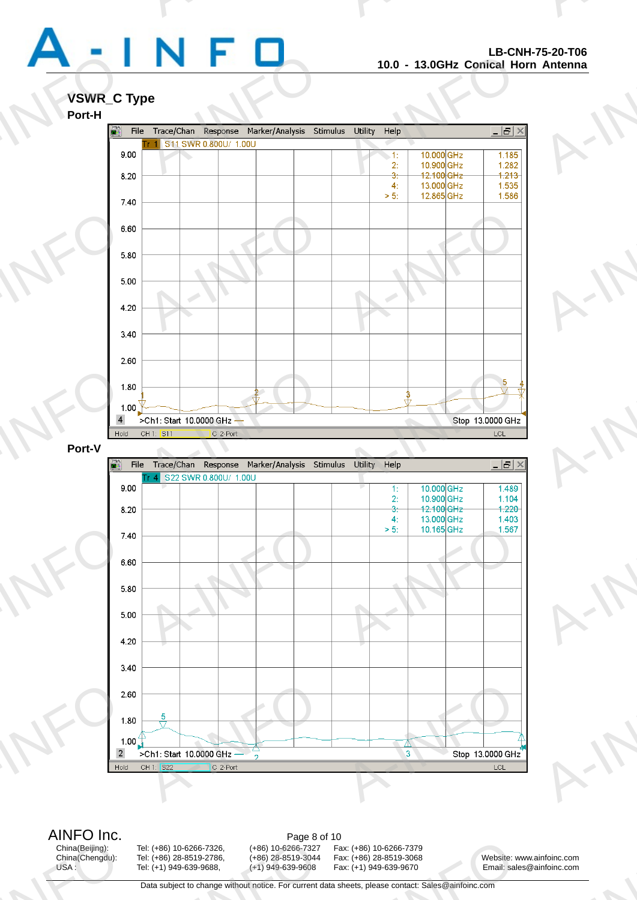## VSWR_C Type

### Port-H

| Marker | Frequency | SWR |
|---|---|---|
| 1: | 10.000 GHz | 1.185 |
| 2: | 10.900 GHz | 1.282 |
| 3: | 12.100 GHz | 1.213 |
| 4: | 13.000 GHz | 1.535 |
| > 5: | 12.865 GHz | 1.586 |

Tr 1 S11 SWR 0.800U/ 1.00U

>Ch1: Start 10.0000 GHz — Stop 13.0000 GHz

### Port-V

| Marker | Frequency | SWR |
|---|---|---|
| 1: | 10.000 GHz | 1.489 |
| 2: | 10.900 GHz | 1.104 |
| 3: | 12.100 GHz | 1.220 |
| 4: | 13.000 GHz | 1.403 |
| > 5: | 10.165 GHz | 1.567 |

Tr 4 S22 SWR 0.800U/ 1.00U

>Ch1: Start 10.0000 GHz — Stop 13.0000 GHz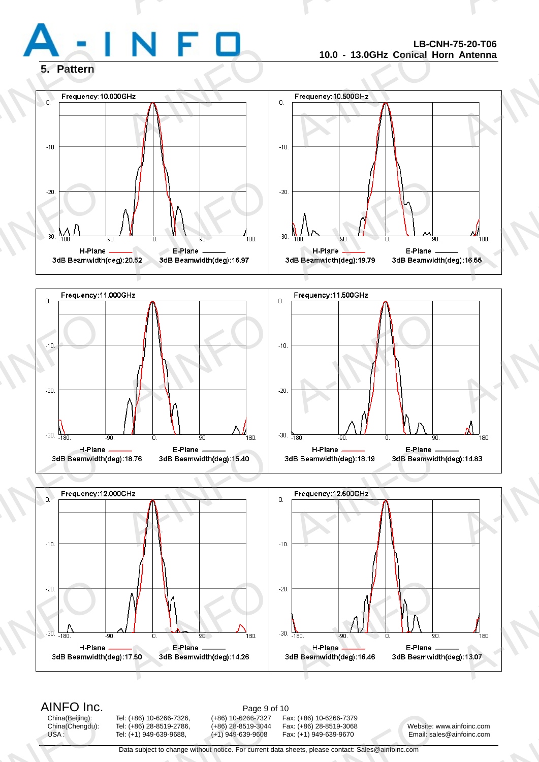## 5. Pattern

Frequency:10.000GHz

H-Plane — 3dB Beamwidth(deg):20.52
E-Plane — 3dB Beamwidth(deg):16.97

Frequency:10.500GHz

H-Plane — 3dB Beamwidth(deg):19.79
E-Plane — 3dB Beamwidth(deg):16.55

Frequency:11.000GHz

H-Plane — 3dB Beamwidth(deg):18.76
E-Plane — 3dB Beamwidth(deg):15.40

Frequency:11.500GHz

H-Plane — 3dB Beamwidth(deg):18.19
E-Plane — 3dB Beamwidth(deg):14.83

Frequency:12.000GHz

H-Plane — 3dB Beamwidth(deg):17.50
E-Plane — 3dB Beamwidth(deg):14.26

Frequency:12.500GHz

H-Plane — 3dB Beamwidth(deg):16.46
E-Plane — 3dB Beamwidth(deg):13.07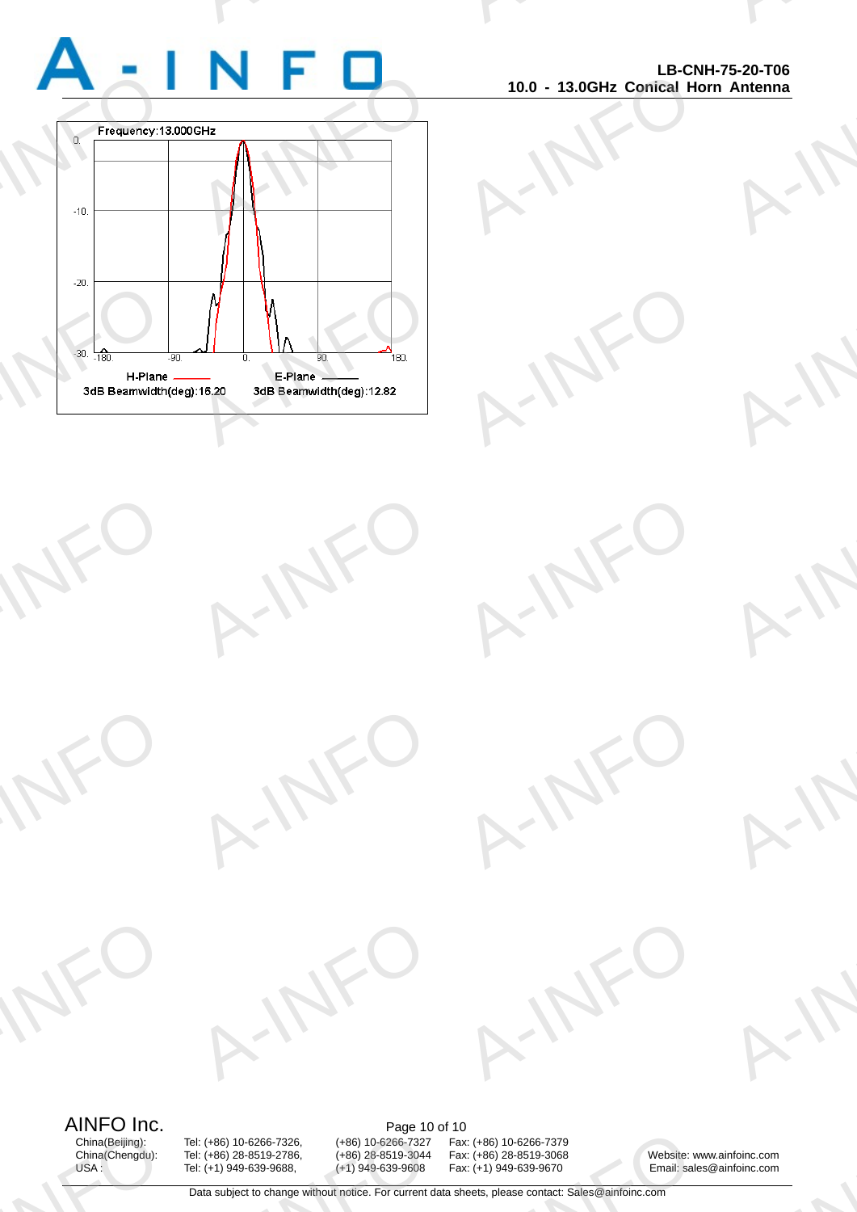Frequency:13.000GHz

0.

-10.

-20.

-30.

-180. -90. 0. 90. 180.

H-Plane

3dB Beamwidth(deg):16.20

E-Plane

3dB Beamwidth(deg):12.82